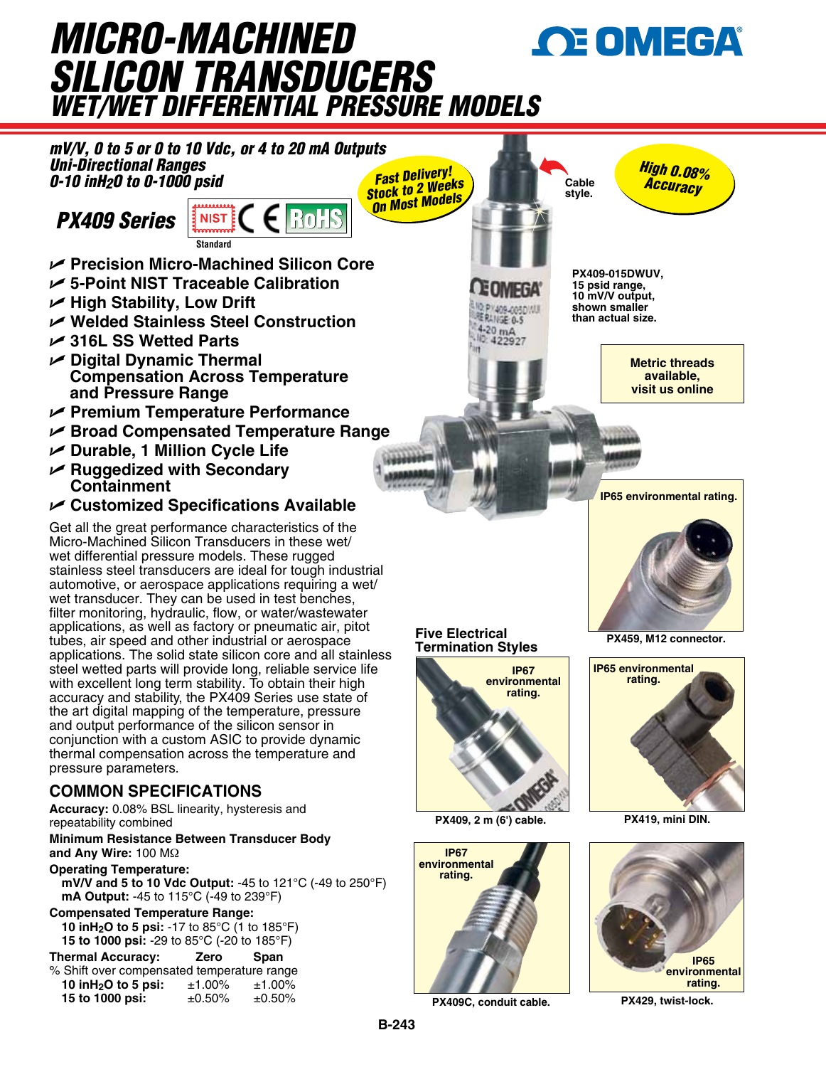# MICRO-MACHINED SILICON TRANSDUCERS

## WET/WET DIFFERENTIAL PRESSURE MODELS

**mV/V, 0 to 5 or 0 to 10 Vdc, or 4 to 20 mA Outputs**
**Uni-Directional Ranges**
**0-10 in$H_2O$ to 0-1000 psid**

**Fast Delivery! Stock to 2 Weeks On Most Models**

**High 0.08% Accuracy**

### PX409 Series

NIST Standard

- Precision Micro-Machined Silicon Core
- 5-Point NIST Traceable Calibration
- High Stability, Low Drift
- Welded Stainless Steel Construction
- 316L SS Wetted Parts
- Digital Dynamic Thermal Compensation Across Temperature and Pressure Range
- Premium Temperature Performance
- Broad Compensated Temperature Range
- Durable, 1 Million Cycle Life
- Ruggedized with Secondary Containment
- Customized Specifications Available

Get all the great performance characteristics of the Micro-Machined Silicon Transducers in these wet/wet differential pressure models. These rugged stainless steel transducers are ideal for tough industrial automotive, or aerospace applications requiring a wet/wet transducer. They can be used in test benches, filter monitoring, hydraulic, flow, or water/wastewater applications, as well as factory or pneumatic air, pitot tubes, air speed and other industrial or aerospace applications. The solid state silicon core and all stainless steel wetted parts will provide long, reliable service life with excellent long term stability. To obtain their high accuracy and stability, the PX409 Series use state of the art digital mapping of the temperature, pressure and output performance of the silicon sensor in conjunction with a custom ASIC to provide dynamic thermal compensation across the temperature and pressure parameters.

Cable style.

PX409-015DWUV, 15 psid range, 10 mV/V output, shown smaller than actual size.

Metric threads available, visit us online

IP65 environmental rating.

PX459, M12 connector.

**Five Electrical Termination Styles**

IP67 environmental rating.

PX409, 2 m (6') cable.

IP65 environmental rating.

PX419, mini DIN.

IP67 environmental rating.

PX409C, conduit cable.

IP65 environmental rating.

PX429, twist-lock.

## COMMON SPECIFICATIONS

**Accuracy:** 0.08% BSL linearity, hysteresis and repeatability combined

**Minimum Resistance Between Transducer Body and Any Wire:** 100 MΩ

**Operating Temperature:**
**mV/V and 5 to 10 Vdc Output:** -45 to 121°C (-49 to 250°F)
**mA Output:** -45 to 115°C (-49 to 239°F)

**Compensated Temperature Range:**
**10 in$H_2O$ to 5 psi:** -17 to 85°C (1 to 185°F)
**15 to 1000 psi:** -29 to 85°C (-20 to 185°F)

| Thermal Accuracy: | Zero | Span |
|---|---|---|
| % Shift over compensated temperature range | | |
| **10 in$H_2O$ to 5 psi:** | ±1.00% | ±1.00% |
| **15 to 1000 psi:** | ±0.50% | ±0.50% |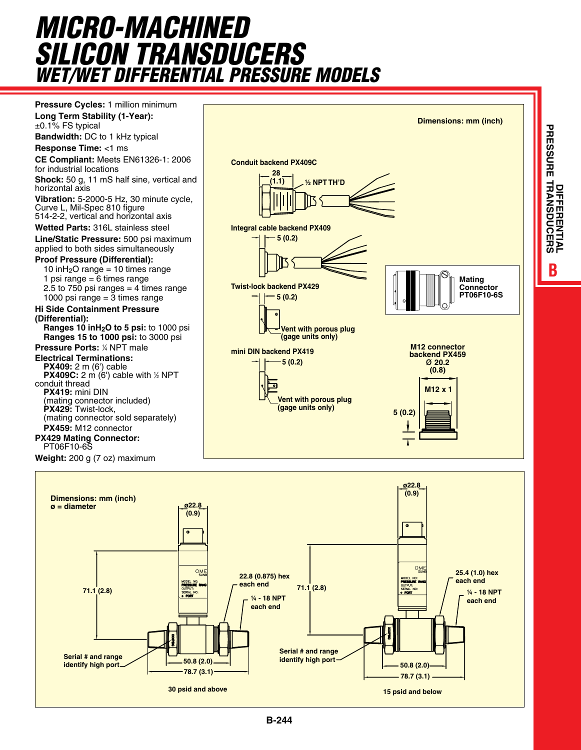# MICRO-MACHINED SILICON TRANSDUCERS

## WET/WET DIFFERENTIAL PRESSURE MODELS

**Pressure Cycles:** 1 million minimum

**Long Term Stability (1-Year):** ±0.1% FS typical

**Bandwidth:** DC to 1 kHz typical

**Response Time:** <1 ms

**CE Compliant:** Meets EN61326-1: 2006 for industrial locations

**Shock:** 50 g, 11 mS half sine, vertical and horizontal axis

**Vibration:** 5-2000-5 Hz, 30 minute cycle, Curve L, Mil-Spec 810 figure 514-2-2, vertical and horizontal axis

**Wetted Parts:** 316L stainless steel

**Line/Static Pressure:** 500 psi maximum applied to both sides simultaneously

**Proof Pressure (Differential):**
- 10 in$H_2O$ range = 10 times range
- 1 psi range = 6 times range
- 2.5 to 750 psi ranges = 4 times range
- 1000 psi range = 3 times range

**Hi Side Containment Pressure (Differential):**
- **Ranges 10 in$H_2O$ to 5 psi:** to 1000 psi
- **Ranges 15 to 1000 psi:** to 3000 psi

**Pressure Ports:** ¼ NPT male

**Electrical Terminations:**
- **PX409:** 2 m (6') cable
- **PX409C:** 2 m (6') cable with ½ NPT conduit thread
- **PX419:** mini DIN (mating connector included)
- **PX429:** Twist-lock, (mating connector sold separately)
- **PX459:** M12 connector

**PX429 Mating Connector:** PT06F10-6S

**Weight:** 200 g (7 oz) maximum

Dimensions: mm (inch)

Conduit backend PX409C — 28 (1.1); ½ NPT TH'D

Integral cable backend PX409 — 5 (0.2)

Twist-lock backend PX429 — 5 (0.2); Vent with porous plug (gage units only)

Mating Connector PT06F10-6S

mini DIN backend PX419 — 5 (0.2); Vent with porous plug (gage units only)

M12 connector backend PX459 — Ø 20.2 (0.8); M12 x 1; 5 (0.2)

Dimensions: mm (inch)
ø = diameter

30 psid and above: ø22.8 (0.9); 71.1 (2.8); 22.8 (0.875) hex each end; ¼ - 18 NPT each end; Serial # and range identify high port; 50.8 (2.0); 78.7 (3.1)

15 psid and below: ø22.8 (0.9); 71.1 (2.8); 25.4 (1.0) hex each end; ¼ - 18 NPT each end; Serial # and range identify high port; 50.8 (2.0); 78.7 (3.1)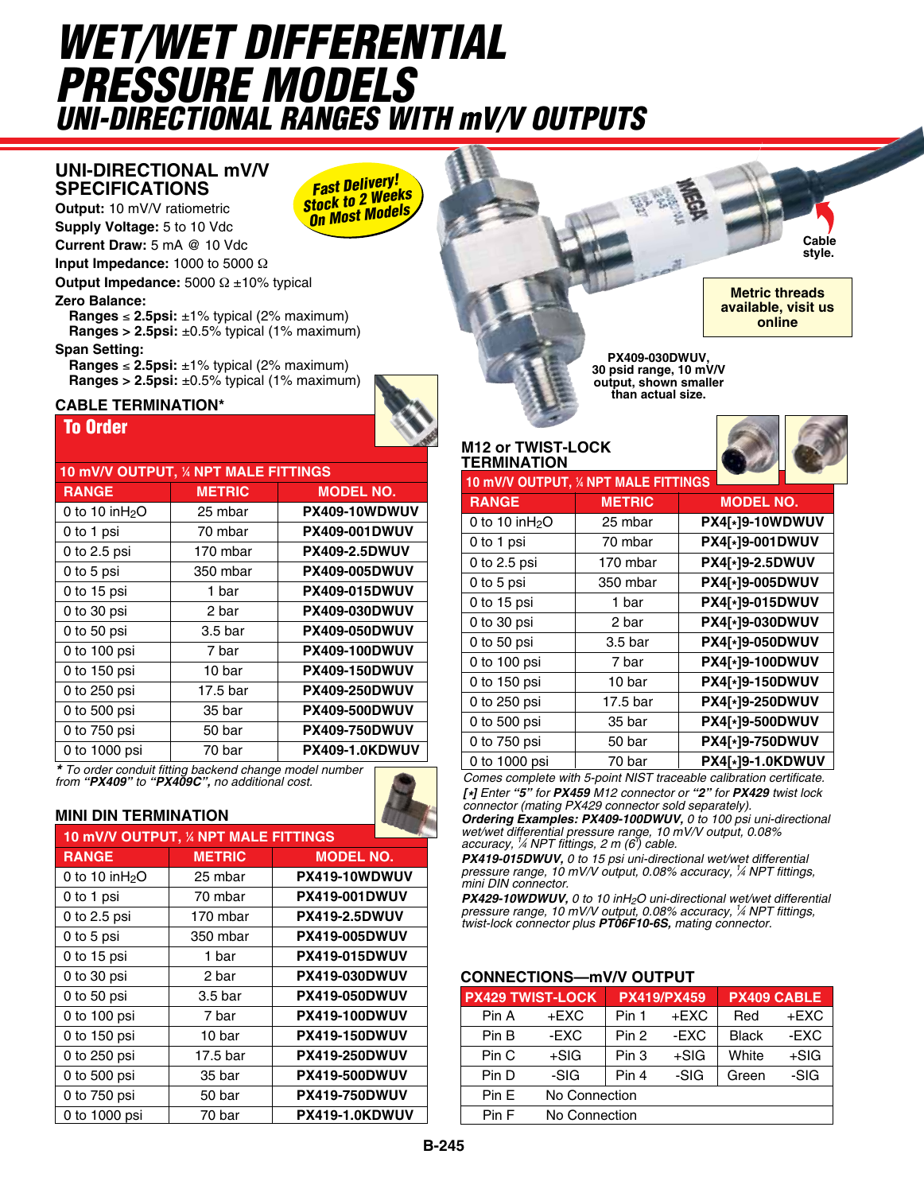# WET/WET DIFFERENTIAL PRESSURE MODELS

## UNI-DIRECTIONAL RANGES WITH mV/V OUTPUTS

### UNI-DIRECTIONAL mV/V SPECIFICATIONS

**Fast Delivery! Stock to 2 Weeks On Most Models**

**Output:** 10 mV/V ratiometric
**Supply Voltage:** 5 to 10 Vdc
**Current Draw:** 5 mA @ 10 Vdc
**Input Impedance:** 1000 to 5000 Ω
**Output Impedance:** 5000 Ω ±10% typical
**Zero Balance:**
- **Ranges ≤ 2.5psi:** ±1% typical (2% maximum)
- **Ranges > 2.5psi:** ±0.5% typical (1% maximum)

**Span Setting:**
- **Ranges ≤ 2.5psi:** ±1% typical (2% maximum)
- **Ranges > 2.5psi:** ±0.5% typical (1% maximum)

### CABLE TERMINATION*

**To Order**

| 10 mV/V OUTPUT, ¼ NPT MALE FITTINGS | | |
|---|---|---|
| **RANGE** | **METRIC** | **MODEL NO.** |
| 0 to 10 inH$_2$O | 25 mbar | **PX409-10WDWUV** |
| 0 to 1 psi | 70 mbar | **PX409-001DWUV** |
| 0 to 2.5 psi | 170 mbar | **PX409-2.5DWUV** |
| 0 to 5 psi | 350 mbar | **PX409-005DWUV** |
| 0 to 15 psi | 1 bar | **PX409-015DWUV** |
| 0 to 30 psi | 2 bar | **PX409-030DWUV** |
| 0 to 50 psi | 3.5 bar | **PX409-050DWUV** |
| 0 to 100 psi | 7 bar | **PX409-100DWUV** |
| 0 to 150 psi | 10 bar | **PX409-150DWUV** |
| 0 to 250 psi | 17.5 bar | **PX409-250DWUV** |
| 0 to 500 psi | 35 bar | **PX409-500DWUV** |
| 0 to 750 psi | 50 bar | **PX409-750DWUV** |
| 0 to 1000 psi | 70 bar | **PX409-1.0KDWUV** |

*\* To order conduit fitting backend change model number from **"PX409"** to **"PX409C"**, no additional cost.*

### MINI DIN TERMINATION

| 10 mV/V OUTPUT, ¼ NPT MALE FITTINGS | | |
|---|---|---|
| **RANGE** | **METRIC** | **MODEL NO.** |
| 0 to 10 inH$_2$O | 25 mbar | **PX419-10WDWUV** |
| 0 to 1 psi | 70 mbar | **PX419-001DWUV** |
| 0 to 2.5 psi | 170 mbar | **PX419-2.5DWUV** |
| 0 to 5 psi | 350 mbar | **PX419-005DWUV** |
| 0 to 15 psi | 1 bar | **PX419-015DWUV** |
| 0 to 30 psi | 2 bar | **PX419-030DWUV** |
| 0 to 50 psi | 3.5 bar | **PX419-050DWUV** |
| 0 to 100 psi | 7 bar | **PX419-100DWUV** |
| 0 to 150 psi | 10 bar | **PX419-150DWUV** |
| 0 to 250 psi | 17.5 bar | **PX419-250DWUV** |
| 0 to 500 psi | 35 bar | **PX419-500DWUV** |
| 0 to 750 psi | 50 bar | **PX419-750DWUV** |
| 0 to 1000 psi | 70 bar | **PX419-1.0KDWUV** |

Cable style.

**Metric threads available, visit us online**

**PX409-030DWUV, 30 psid range, 10 mV/V output, shown smaller than actual size.**

### M12 or TWIST-LOCK TERMINATION

| 10 mV/V OUTPUT, ¼ NPT MALE FITTINGS | | |
|---|---|---|
| **RANGE** | **METRIC** | **MODEL NO.** |
| 0 to 10 inH$_2$O | 25 mbar | **PX4[*]9-10WDWUV** |
| 0 to 1 psi | 70 mbar | **PX4[*]9-001DWUV** |
| 0 to 2.5 psi | 170 mbar | **PX4[*]9-2.5DWUV** |
| 0 to 5 psi | 350 mbar | **PX4[*]9-005DWUV** |
| 0 to 15 psi | 1 bar | **PX4[*]9-015DWUV** |
| 0 to 30 psi | 2 bar | **PX4[*]9-030DWUV** |
| 0 to 50 psi | 3.5 bar | **PX4[*]9-050DWUV** |
| 0 to 100 psi | 7 bar | **PX4[*]9-100DWUV** |
| 0 to 150 psi | 10 bar | **PX4[*]9-150DWUV** |
| 0 to 250 psi | 17.5 bar | **PX4[*]9-250DWUV** |
| 0 to 500 psi | 35 bar | **PX4[*]9-500DWUV** |
| 0 to 750 psi | 50 bar | **PX4[*]9-750DWUV** |
| 0 to 1000 psi | 70 bar | **PX4[*]9-1.0KDWUV** |

*Comes complete with 5-point NIST traceable calibration certificate.*

***[*]** Enter **"5"** for **PX459** M12 connector or **"2"** for **PX429** twist lock connector (mating PX429 connector sold separately).*

***Ordering Examples: PX409-100DWUV,** 0 to 100 psi uni-directional wet/wet differential pressure range, 10 mV/V output, 0.08% accuracy, ¼ NPT fittings, 2 m (6') cable.*

***PX419-015DWUV,** 0 to 15 psi uni-directional wet/wet differential pressure range, 10 mV/V output, 0.08% accuracy, ¼ NPT fittings, mini DIN connector.*

***PX429-10WDWUV,** 0 to 10 inH$_2$O uni-directional wet/wet differential pressure range, 10 mV/V output, 0.08% accuracy, ¼ NPT fittings, twist-lock connector plus **PT06F10-6S,** mating connector.*

### CONNECTIONS—mV/V OUTPUT

| PX429 TWIST-LOCK | | PX419/PX459 | | PX409 CABLE | |
|---|---|---|---|---|---|
| Pin A | +EXC | Pin 1 | +EXC | Red | +EXC |
| Pin B | -EXC | Pin 2 | -EXC | Black | -EXC |
| Pin C | +SIG | Pin 3 | +SIG | White | +SIG |
| Pin D | -SIG | Pin 4 | -SIG | Green | -SIG |
| Pin E | No Connection | | | | |
| Pin F | No Connection | | | | |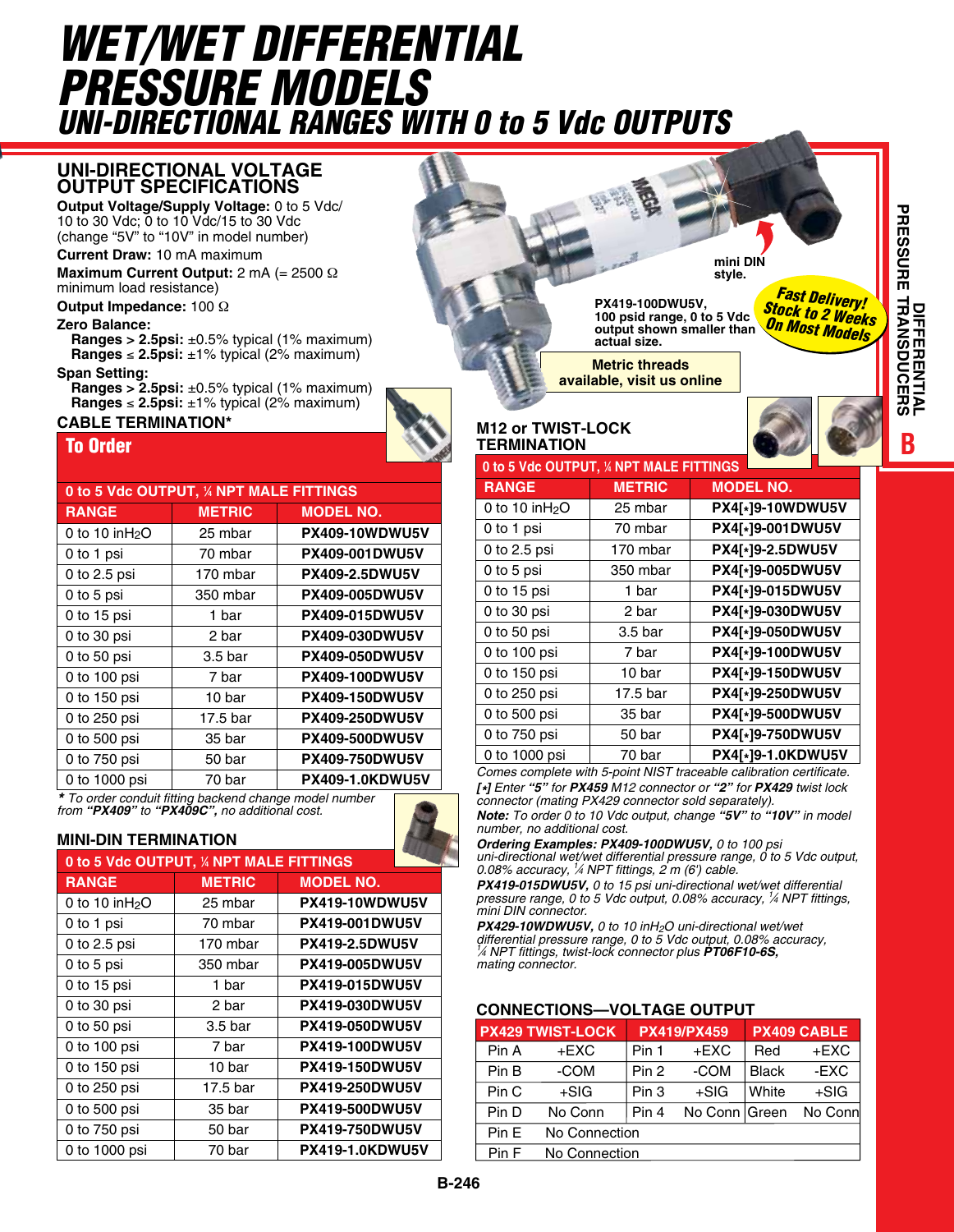# WET/WET DIFFERENTIAL PRESSURE MODELS

## UNI-DIRECTIONAL RANGES WITH 0 to 5 Vdc OUTPUTS

### UNI-DIRECTIONAL VOLTAGE OUTPUT SPECIFICATIONS

**Output Voltage/Supply Voltage:** 0 to 5 Vdc/ 10 to 30 Vdc; 0 to 10 Vdc/15 to 30 Vdc (change "5V" to "10V" in model number)

**Current Draw:** 10 mA maximum

**Maximum Current Output:** 2 mA (= 2500 Ω minimum load resistance)

**Output Impedance:** 100 Ω

**Zero Balance:**
- **Ranges > 2.5psi:** ±0.5% typical (1% maximum)
- **Ranges ≤ 2.5psi:** ±1% typical (2% maximum)

**Span Setting:**
- **Ranges > 2.5psi:** ±0.5% typical (1% maximum)
- **Ranges ≤ 2.5psi:** ±1% typical (2% maximum)

PX419-100DWU5V, 100 psid range, 0 to 5 Vdc output shown smaller than actual size.

mini DIN style.

Fast Delivery! Stock to 2 Weeks On Most Models

Metric threads available, visit us online

### CABLE TERMINATION*

## To Order

| 0 to 5 Vdc OUTPUT, ¼ NPT MALE FITTINGS | | |
|---|---|---|
| **RANGE** | **METRIC** | **MODEL NO.** |
| 0 to 10 inH$_2$O | 25 mbar | PX409-10WDWU5V |
| 0 to 1 psi | 70 mbar | PX409-001DWU5V |
| 0 to 2.5 psi | 170 mbar | PX409-2.5DWU5V |
| 0 to 5 psi | 350 mbar | PX409-005DWU5V |
| 0 to 15 psi | 1 bar | PX409-015DWU5V |
| 0 to 30 psi | 2 bar | PX409-030DWU5V |
| 0 to 50 psi | 3.5 bar | PX409-050DWU5V |
| 0 to 100 psi | 7 bar | PX409-100DWU5V |
| 0 to 150 psi | 10 bar | PX409-150DWU5V |
| 0 to 250 psi | 17.5 bar | PX409-250DWU5V |
| 0 to 500 psi | 35 bar | PX409-500DWU5V |
| 0 to 750 psi | 50 bar | PX409-750DWU5V |
| 0 to 1000 psi | 70 bar | PX409-1.0KDWU5V |

*\* To order conduit fitting backend change model number from "PX409" to "PX409C", no additional cost.*

### MINI-DIN TERMINATION

| 0 to 5 Vdc OUTPUT, ¼ NPT MALE FITTINGS | | |
|---|---|---|
| **RANGE** | **METRIC** | **MODEL NO.** |
| 0 to 10 inH$_2$O | 25 mbar | PX419-10WDWU5V |
| 0 to 1 psi | 70 mbar | PX419-001DWU5V |
| 0 to 2.5 psi | 170 mbar | PX419-2.5DWU5V |
| 0 to 5 psi | 350 mbar | PX419-005DWU5V |
| 0 to 15 psi | 1 bar | PX419-015DWU5V |
| 0 to 30 psi | 2 bar | PX419-030DWU5V |
| 0 to 50 psi | 3.5 bar | PX419-050DWU5V |
| 0 to 100 psi | 7 bar | PX419-100DWU5V |
| 0 to 150 psi | 10 bar | PX419-150DWU5V |
| 0 to 250 psi | 17.5 bar | PX419-250DWU5V |
| 0 to 500 psi | 35 bar | PX419-500DWU5V |
| 0 to 750 psi | 50 bar | PX419-750DWU5V |
| 0 to 1000 psi | 70 bar | PX419-1.0KDWU5V |

### M12 or TWIST-LOCK TERMINATION

| 0 to 5 Vdc OUTPUT, ¼ NPT MALE FITTINGS | | |
|---|---|---|
| **RANGE** | **METRIC** | **MODEL NO.** |
| 0 to 10 inH$_2$O | 25 mbar | PX4[*]9-10WDWU5V |
| 0 to 1 psi | 70 mbar | PX4[*]9-001DWU5V |
| 0 to 2.5 psi | 170 mbar | PX4[*]9-2.5DWU5V |
| 0 to 5 psi | 350 mbar | PX4[*]9-005DWU5V |
| 0 to 15 psi | 1 bar | PX4[*]9-015DWU5V |
| 0 to 30 psi | 2 bar | PX4[*]9-030DWU5V |
| 0 to 50 psi | 3.5 bar | PX4[*]9-050DWU5V |
| 0 to 100 psi | 7 bar | PX4[*]9-100DWU5V |
| 0 to 150 psi | 10 bar | PX4[*]9-150DWU5V |
| 0 to 250 psi | 17.5 bar | PX4[*]9-250DWU5V |
| 0 to 500 psi | 35 bar | PX4[*]9-500DWU5V |
| 0 to 750 psi | 50 bar | PX4[*]9-750DWU5V |
| 0 to 1000 psi | 70 bar | PX4[*]9-1.0KDWU5V |

*Comes complete with 5-point NIST traceable calibration certificate.*

*[*] Enter **"5"** for **PX459** M12 connector or **"2"** for **PX429** twist lock connector (mating PX429 connector sold separately).*

***Note:** To order 0 to 10 Vdc output, change **"5V"** to **"10V"** in model number, no additional cost.*

***Ordering Examples: PX409-100DWU5V,** 0 to 100 psi uni-directional wet/wet differential pressure range, 0 to 5 Vdc output, 0.08% accuracy, ¼ NPT fittings, 2 m (6') cable.*

***PX419-015DWU5V,** 0 to 15 psi uni-directional wet/wet differential pressure range, 0 to 5 Vdc output, 0.08% accuracy, ¼ NPT fittings, mini DIN connector.*

***PX429-10WDWU5V,** 0 to 10 inH$_2$O uni-directional wet/wet differential pressure range, 0 to 5 Vdc output, 0.08% accuracy, ¼ NPT fittings, twist-lock connector plus **PT06F10-6S,** mating connector.*

### CONNECTIONS—VOLTAGE OUTPUT

| PX429 TWIST-LOCK | | PX419/PX459 | | PX409 CABLE | |
|---|---|---|---|---|---|
| Pin A | +EXC | Pin 1 | +EXC | Red | +EXC |
| Pin B | -COM | Pin 2 | -COM | Black | -EXC |
| Pin C | +SIG | Pin 3 | +SIG | White | +SIG |
| Pin D | No Conn | Pin 4 | No Conn | Green | No Conn |
| Pin E | No Connection | | | | |
| Pin F | No Connection | | | | |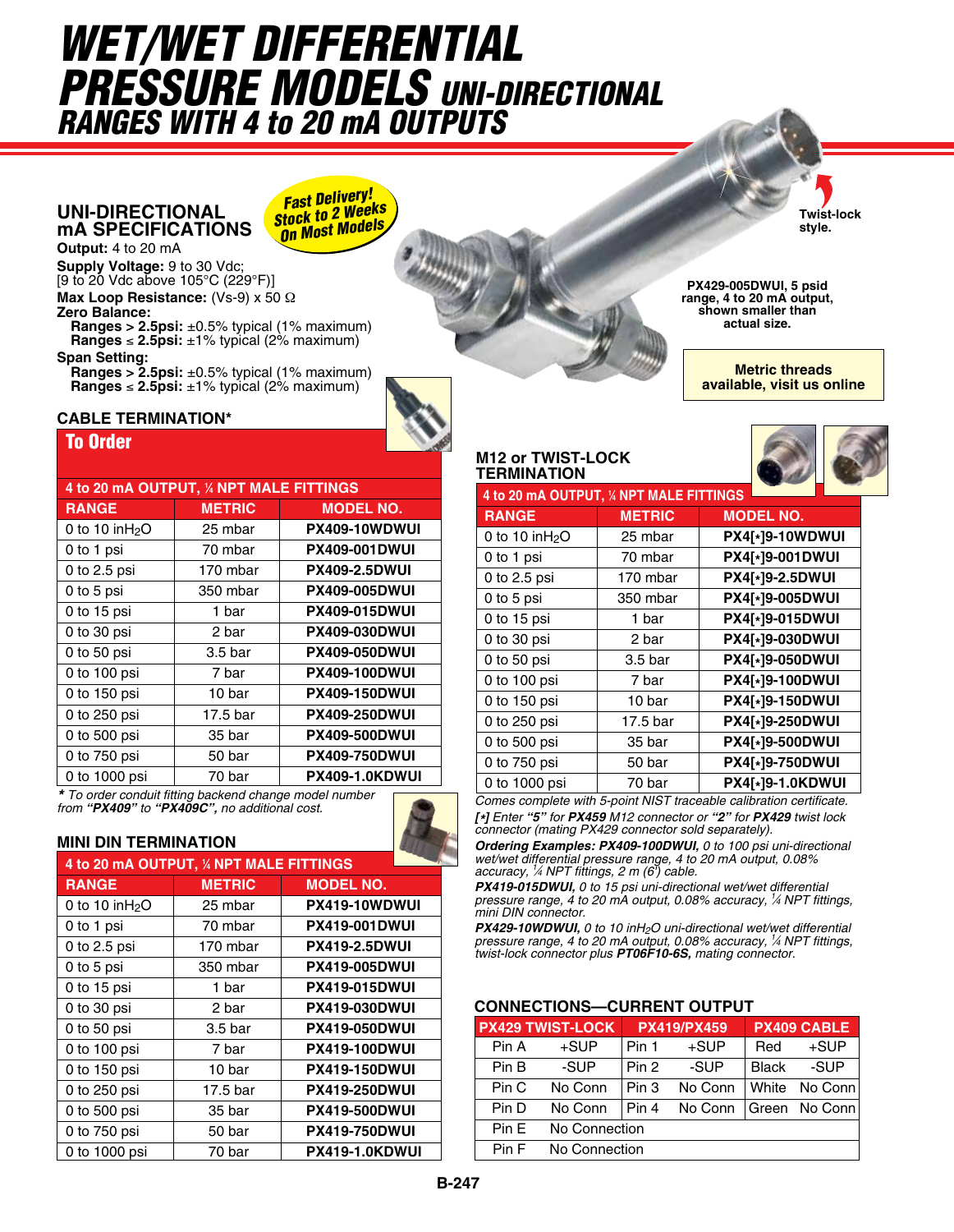# WET/WET DIFFERENTIAL PRESSURE MODELS *UNI-DIRECTIONAL RANGES WITH 4 to 20 mA OUTPUTS*

## UNI-DIRECTIONAL mA SPECIFICATIONS

**Fast Delivery! Stock to 2 Weeks On Most Models**

**Output:** 4 to 20 mA
**Supply Voltage:** 9 to 30 Vdc; [9 to 20 Vdc above 105°C (229°F)]
**Max Loop Resistance:** (Vs-9) x 50 Ω
**Zero Balance:**
- **Ranges > 2.5psi:** ±0.5% typical (1% maximum)
- **Ranges ≤ 2.5psi:** ±1% typical (2% maximum)

**Span Setting:**
- **Ranges > 2.5psi:** ±0.5% typical (1% maximum)
- **Ranges ≤ 2.5psi:** ±1% typical (2% maximum)

Twist-lock style.

PX429-005DWUI, 5 psid range, 4 to 20 mA output, shown smaller than actual size.

Metric threads available, visit us online

### CABLE TERMINATION*

**To Order**

4 to 20 mA OUTPUT, ¼ NPT MALE FITTINGS

| RANGE | METRIC | MODEL NO. |
|---|---|---|
| 0 to 10 in$H_2O$ | 25 mbar | **PX409-10WDWUI** |
| 0 to 1 psi | 70 mbar | **PX409-001DWUI** |
| 0 to 2.5 psi | 170 mbar | **PX409-2.5DWUI** |
| 0 to 5 psi | 350 mbar | **PX409-005DWUI** |
| 0 to 15 psi | 1 bar | **PX409-015DWUI** |
| 0 to 30 psi | 2 bar | **PX409-030DWUI** |
| 0 to 50 psi | 3.5 bar | **PX409-050DWUI** |
| 0 to 100 psi | 7 bar | **PX409-100DWUI** |
| 0 to 150 psi | 10 bar | **PX409-150DWUI** |
| 0 to 250 psi | 17.5 bar | **PX409-250DWUI** |
| 0 to 500 psi | 35 bar | **PX409-500DWUI** |
| 0 to 750 psi | 50 bar | **PX409-750DWUI** |
| 0 to 1000 psi | 70 bar | **PX409-1.0KDWUI** |

*\* To order conduit fitting backend change model number from **"PX409"** to **"PX409C"**, no additional cost.*

### MINI DIN TERMINATION

4 to 20 mA OUTPUT, ¼ NPT MALE FITTINGS

| RANGE | METRIC | MODEL NO. |
|---|---|---|
| 0 to 10 in$H_2O$ | 25 mbar | **PX419-10WDWUI** |
| 0 to 1 psi | 70 mbar | **PX419-001DWUI** |
| 0 to 2.5 psi | 170 mbar | **PX419-2.5DWUI** |
| 0 to 5 psi | 350 mbar | **PX419-005DWUI** |
| 0 to 15 psi | 1 bar | **PX419-015DWUI** |
| 0 to 30 psi | 2 bar | **PX419-030DWUI** |
| 0 to 50 psi | 3.5 bar | **PX419-050DWUI** |
| 0 to 100 psi | 7 bar | **PX419-100DWUI** |
| 0 to 150 psi | 10 bar | **PX419-150DWUI** |
| 0 to 250 psi | 17.5 bar | **PX419-250DWUI** |
| 0 to 500 psi | 35 bar | **PX419-500DWUI** |
| 0 to 750 psi | 50 bar | **PX419-750DWUI** |
| 0 to 1000 psi | 70 bar | **PX419-1.0KDWUI** |

### M12 or TWIST-LOCK TERMINATION

4 to 20 mA OUTPUT, ¼ NPT MALE FITTINGS

| RANGE | METRIC | MODEL NO. |
|---|---|---|
| 0 to 10 in$H_2O$ | 25 mbar | **PX4[*]9-10WDWUI** |
| 0 to 1 psi | 70 mbar | **PX4[*]9-001DWUI** |
| 0 to 2.5 psi | 170 mbar | **PX4[*]9-2.5DWUI** |
| 0 to 5 psi | 350 mbar | **PX4[*]9-005DWUI** |
| 0 to 15 psi | 1 bar | **PX4[*]9-015DWUI** |
| 0 to 30 psi | 2 bar | **PX4[*]9-030DWUI** |
| 0 to 50 psi | 3.5 bar | **PX4[*]9-050DWUI** |
| 0 to 100 psi | 7 bar | **PX4[*]9-100DWUI** |
| 0 to 150 psi | 10 bar | **PX4[*]9-150DWUI** |
| 0 to 250 psi | 17.5 bar | **PX4[*]9-250DWUI** |
| 0 to 500 psi | 35 bar | **PX4[*]9-500DWUI** |
| 0 to 750 psi | 50 bar | **PX4[*]9-750DWUI** |
| 0 to 1000 psi | 70 bar | **PX4[*]9-1.0KDWUI** |

*Comes complete with 5-point NIST traceable calibration certificate.*

*[*] Enter **"5"** for **PX459** M12 connector or **"2"** for **PX429** twist lock connector (mating PX429 connector sold separately).*

***Ordering Examples: PX409-100DWUI,** 0 to 100 psi uni-directional wet/wet differential pressure range, 4 to 20 mA output, 0.08% accuracy, ¼ NPT fittings, 2 m (6') cable.*

***PX419-015DWUI,** 0 to 15 psi uni-directional wet/wet differential pressure range, 4 to 20 mA output, 0.08% accuracy, ¼ NPT fittings, mini DIN connector.*

***PX429-10WDWUI,** 0 to 10 in$H_2O$ uni-directional wet/wet differential pressure range, 4 to 20 mA output, 0.08% accuracy, ¼ NPT fittings, twist-lock connector plus **PT06F10-6S,** mating connector.*

### CONNECTIONS—CURRENT OUTPUT

| PX429 TWIST-LOCK | | PX419/PX459 | | PX409 CABLE | |
|---|---|---|---|---|---|
| Pin A | +SUP | Pin 1 | +SUP | Red | +SUP |
| Pin B | -SUP | Pin 2 | -SUP | Black | -SUP |
| Pin C | No Conn | Pin 3 | No Conn | White | No Conn |
| Pin D | No Conn | Pin 4 | No Conn | Green | No Conn |
| Pin E | No Connection | | | | |
| Pin F | No Connection | | | | |